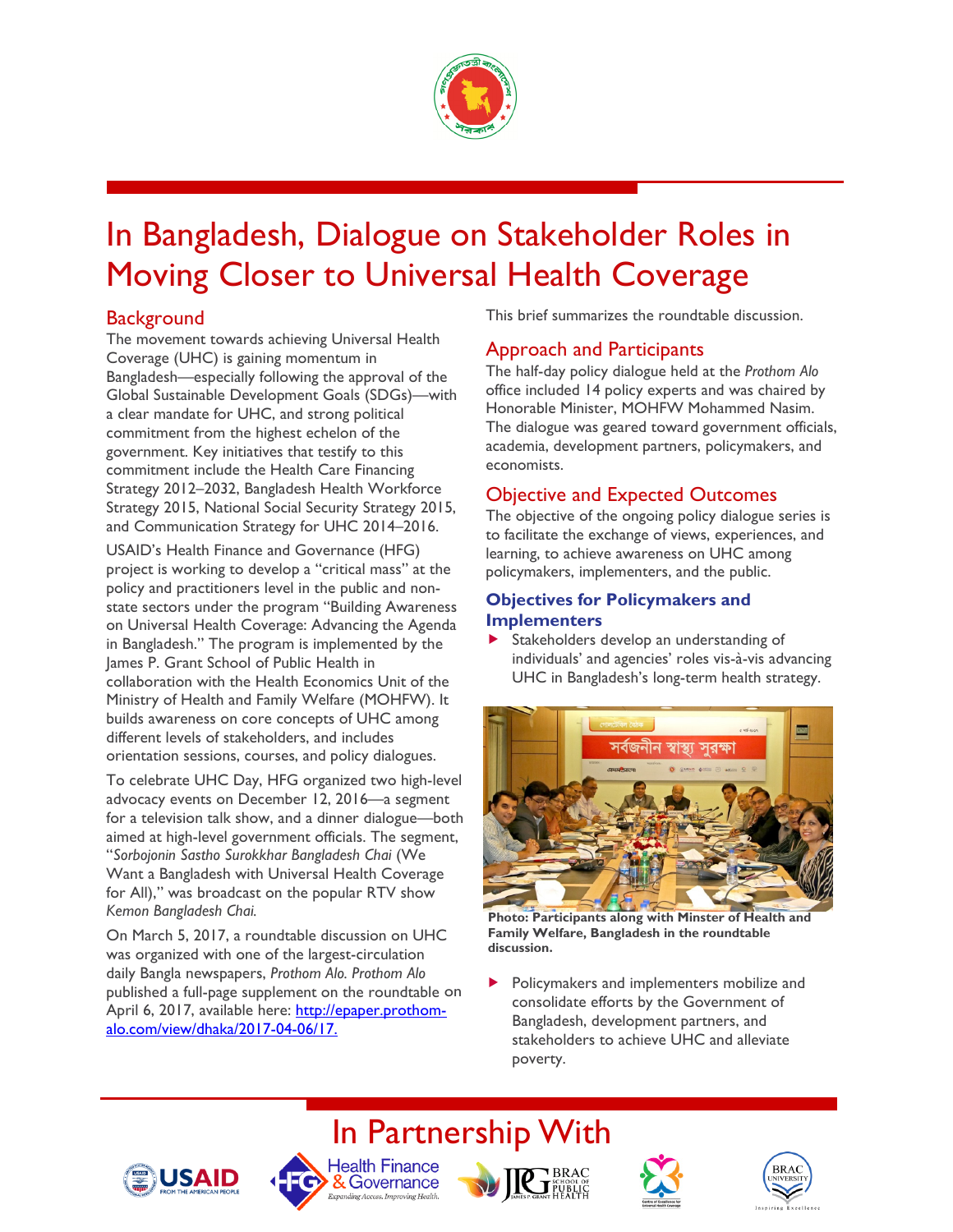# In Bangladesh, Dialogue on Stakeholder Roles in Moving Closer to Universal Health Coverage

## Background

The movement towards achieving Universal Health Coverage (UHC) is gaining momentum in Bangladesh—especially following the approval of the Global Sustainable Development Goals (SDGs)—with a clear mandate for UHC, and strong political commitment from the highest echelon of the government. Key initiatives that testify to this commitment include the Health Care Financing Strategy 2012–2032, Bangladesh Health Workforce Strategy 2015, National Social Security Strategy 2015, and Communication Strategy for UHC 2014–2016.

USAID's Health Finance and Governance (HFG) project is working to develop a "critical mass" at the policy and practitioners level in the public and non-state sectors under the program "Building Awareness on Universal Health Coverage: Advancing the Agenda in Bangladesh." The program is implemented by the James P. Grant School of Public Health in collaboration with the Health Economics Unit of the Ministry of Health and Family Welfare (MOHFW). It builds awareness on core concepts of UHC among different levels of stakeholders, and includes orientation sessions, courses, and policy dialogues.

To celebrate UHC Day, HFG organized two high-level advocacy events on December 12, 2016—a segment for a television talk show, and a dinner dialogue—both aimed at high-level government officials. The segment, "*Sorbojonin Sastho Surokkhar Bangladesh Chai* (We Want a Bangladesh with Universal Health Coverage for All)," was broadcast on the popular RTV show *Kemon Bangladesh Chai.*

On March 5, 2017, a roundtable discussion on UHC was organized with one of the largest-circulation daily Bangla newspapers, *Prothom Alo. Prothom Alo* published a full-page supplement on the roundtable on April 6, 2017, available here: http://epaper.prothom-alo.com/view/dhaka/2017-04-06/17.

This brief summarizes the roundtable discussion.

## Approach and Participants

The half-day policy dialogue held at the *Prothom Alo* office included 14 policy experts and was chaired by Honorable Minister, MOHFW Mohammed Nasim. The dialogue was geared toward government officials, academia, development partners, policymakers, and economists.

## Objective and Expected Outcomes

The objective of the ongoing policy dialogue series is to facilitate the exchange of views, experiences, and learning, to achieve awareness on UHC among policymakers, implementers, and the public.

### Objectives for Policymakers and Implementers

- Stakeholders develop an understanding of individuals' and agencies' roles vis-à-vis advancing UHC in Bangladesh's long-term health strategy.

**Photo: Participants along with Minster of Health and Family Welfare, Bangladesh in the roundtable discussion.**

- Policymakers and implementers mobilize and consolidate efforts by the Government of Bangladesh, development partners, and stakeholders to achieve UHC and alleviate poverty.

## In Partnership With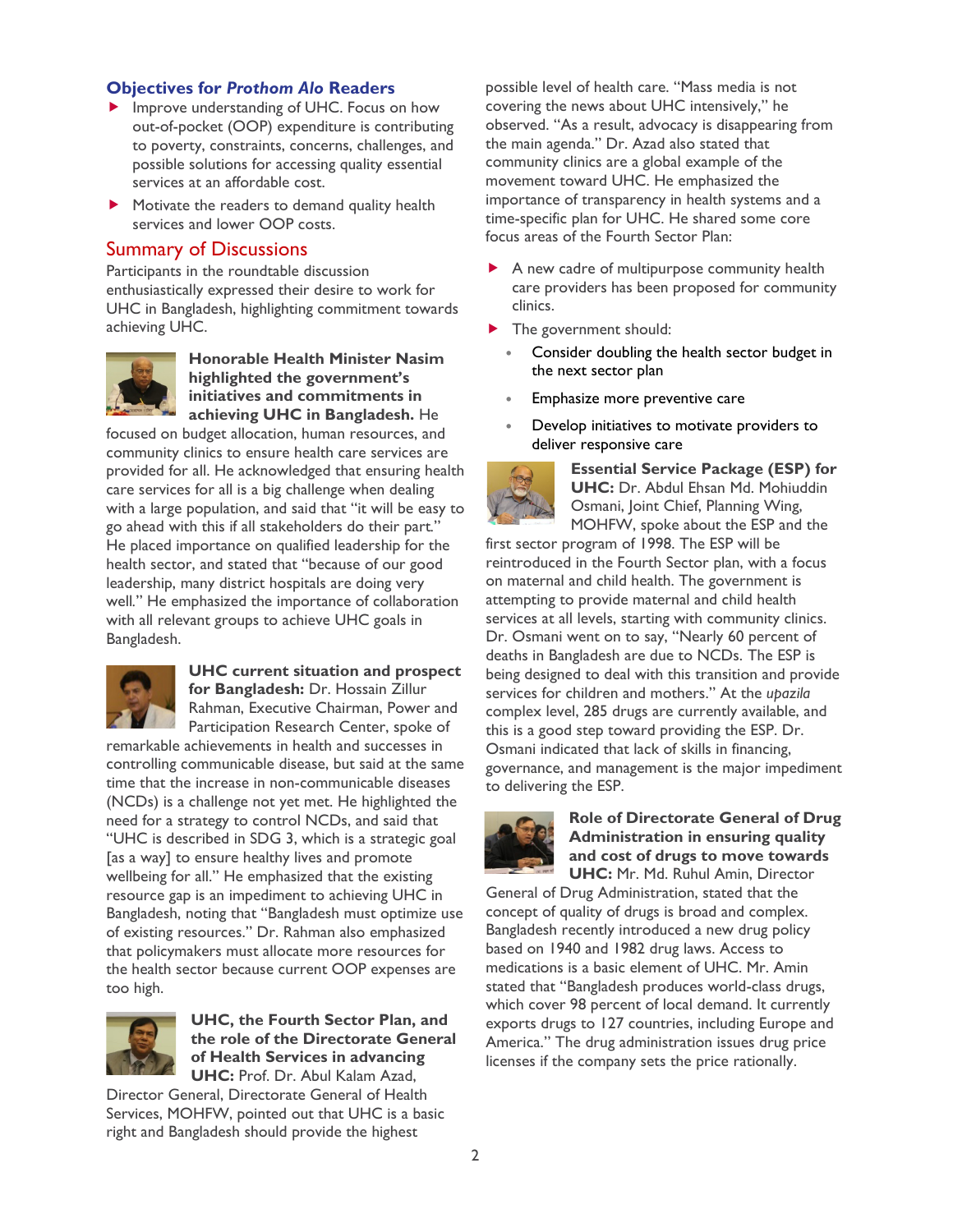## Objectives for *Prothom Alo* Readers

- Improve understanding of UHC. Focus on how out-of-pocket (OOP) expenditure is contributing to poverty, constraints, concerns, challenges, and possible solutions for accessing quality essential services at an affordable cost.
- Motivate the readers to demand quality health services and lower OOP costs.

## Summary of Discussions

Participants in the roundtable discussion enthusiastically expressed their desire to work for UHC in Bangladesh, highlighting commitment towards achieving UHC.

**Honorable Health Minister Nasim highlighted the government's initiatives and commitments in achieving UHC in Bangladesh.** He focused on budget allocation, human resources, and community clinics to ensure health care services are provided for all. He acknowledged that ensuring health care services for all is a big challenge when dealing with a large population, and said that "it will be easy to go ahead with this if all stakeholders do their part." He placed importance on qualified leadership for the health sector, and stated that "because of our good leadership, many district hospitals are doing very well." He emphasized the importance of collaboration with all relevant groups to achieve UHC goals in Bangladesh.

**UHC current situation and prospect for Bangladesh:** Dr. Hossain Zillur Rahman, Executive Chairman, Power and Participation Research Center, spoke of remarkable achievements in health and successes in controlling communicable disease, but said at the same time that the increase in non-communicable diseases (NCDs) is a challenge not yet met. He highlighted the need for a strategy to control NCDs, and said that "UHC is described in SDG 3, which is a strategic goal [as a way] to ensure healthy lives and promote wellbeing for all." He emphasized that the existing resource gap is an impediment to achieving UHC in Bangladesh, noting that "Bangladesh must optimize use of existing resources." Dr. Rahman also emphasized that policymakers must allocate more resources for the health sector because current OOP expenses are too high.

**UHC, the Fourth Sector Plan, and the role of the Directorate General of Health Services in advancing UHC:** Prof. Dr. Abul Kalam Azad, Director General, Directorate General of Health Services, MOHFW, pointed out that UHC is a basic right and Bangladesh should provide the highest possible level of health care. "Mass media is not covering the news about UHC intensively," he observed. "As a result, advocacy is disappearing from the main agenda." Dr. Azad also stated that community clinics are a global example of the movement toward UHC. He emphasized the importance of transparency in health systems and a time-specific plan for UHC. He shared some core focus areas of the Fourth Sector Plan:

- A new cadre of multipurpose community health care providers has been proposed for community clinics.
- The government should:
  - Consider doubling the health sector budget in the next sector plan
  - Emphasize more preventive care
  - Develop initiatives to motivate providers to deliver responsive care

**Essential Service Package (ESP) for UHC:** Dr. Abdul Ehsan Md. Mohiuddin Osmani, Joint Chief, Planning Wing, MOHFW, spoke about the ESP and the first sector program of 1998. The ESP will be reintroduced in the Fourth Sector plan, with a focus on maternal and child health. The government is attempting to provide maternal and child health services at all levels, starting with community clinics. Dr. Osmani went on to say, "Nearly 60 percent of deaths in Bangladesh are due to NCDs. The ESP is being designed to deal with this transition and provide services for children and mothers." At the *upazila* complex level, 285 drugs are currently available, and this is a good step toward providing the ESP. Dr. Osmani indicated that lack of skills in financing, governance, and management is the major impediment to delivering the ESP.

**Role of Directorate General of Drug Administration in ensuring quality and cost of drugs to move towards UHC:** Mr. Md. Ruhul Amin, Director General of Drug Administration, stated that the concept of quality of drugs is broad and complex. Bangladesh recently introduced a new drug policy based on 1940 and 1982 drug laws. Access to medications is a basic element of UHC. Mr. Amin stated that "Bangladesh produces world-class drugs, which cover 98 percent of local demand. It currently exports drugs to 127 countries, including Europe and America." The drug administration issues drug price licenses if the company sets the price rationally.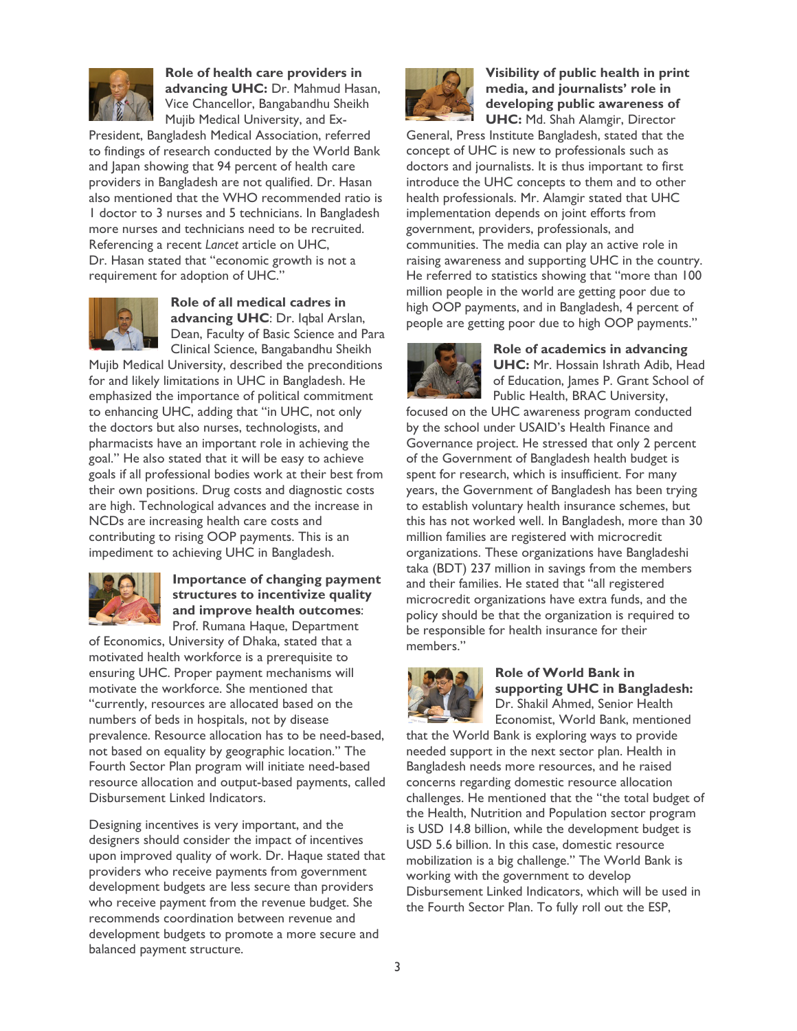**Role of health care providers in advancing UHC:** Dr. Mahmud Hasan, Vice Chancellor, Bangabandhu Sheikh Mujib Medical University, and Ex-President, Bangladesh Medical Association, referred to findings of research conducted by the World Bank and Japan showing that 94 percent of health care providers in Bangladesh are not qualified. Dr. Hasan also mentioned that the WHO recommended ratio is 1 doctor to 3 nurses and 5 technicians. In Bangladesh more nurses and technicians need to be recruited. Referencing a recent *Lancet* article on UHC, Dr. Hasan stated that "economic growth is not a requirement for adoption of UHC."

**Role of all medical cadres in advancing UHC**: Dr. Iqbal Arslan, Dean, Faculty of Basic Science and Para Clinical Science, Bangabandhu Sheikh Mujib Medical University, described the preconditions for and likely limitations in UHC in Bangladesh. He emphasized the importance of political commitment to enhancing UHC, adding that "in UHC, not only the doctors but also nurses, technologists, and pharmacists have an important role in achieving the goal." He also stated that it will be easy to achieve goals if all professional bodies work at their best from their own positions. Drug costs and diagnostic costs are high. Technological advances and the increase in NCDs are increasing health care costs and contributing to rising OOP payments. This is an impediment to achieving UHC in Bangladesh.

**Importance of changing payment structures to incentivize quality and improve health outcomes**: Prof. Rumana Haque, Department of Economics, University of Dhaka, stated that a motivated health workforce is a prerequisite to ensuring UHC. Proper payment mechanisms will motivate the workforce. She mentioned that "currently, resources are allocated based on the numbers of beds in hospitals, not by disease prevalence. Resource allocation has to be need-based, not based on equality by geographic location." The Fourth Sector Plan program will initiate need-based resource allocation and output-based payments, called Disbursement Linked Indicators.

Designing incentives is very important, and the designers should consider the impact of incentives upon improved quality of work. Dr. Haque stated that providers who receive payments from government development budgets are less secure than providers who receive payment from the revenue budget. She recommends coordination between revenue and development budgets to promote a more secure and balanced payment structure.

**Visibility of public health in print media, and journalists' role in developing public awareness of UHC:** Md. Shah Alamgir, Director General, Press Institute Bangladesh, stated that the concept of UHC is new to professionals such as doctors and journalists. It is thus important to first introduce the UHC concepts to them and to other health professionals. Mr. Alamgir stated that UHC implementation depends on joint efforts from government, providers, professionals, and communities. The media can play an active role in raising awareness and supporting UHC in the country. He referred to statistics showing that "more than 100 million people in the world are getting poor due to high OOP payments, and in Bangladesh, 4 percent of people are getting poor due to high OOP payments."

**Role of academics in advancing UHC:** Mr. Hossain Ishrath Adib, Head of Education, James P. Grant School of Public Health, BRAC University, focused on the UHC awareness program conducted by the school under USAID's Health Finance and Governance project. He stressed that only 2 percent of the Government of Bangladesh health budget is spent for research, which is insufficient. For many years, the Government of Bangladesh has been trying to establish voluntary health insurance schemes, but this has not worked well. In Bangladesh, more than 30 million families are registered with microcredit organizations. These organizations have Bangladeshi taka (BDT) 237 million in savings from the members and their families. He stated that "all registered microcredit organizations have extra funds, and the policy should be that the organization is required to be responsible for health insurance for their members."

**Role of World Bank in supporting UHC in Bangladesh:** Dr. Shakil Ahmed, Senior Health Economist, World Bank, mentioned that the World Bank is exploring ways to provide needed support in the next sector plan. Health in Bangladesh needs more resources, and he raised concerns regarding domestic resource allocation challenges. He mentioned that the "the total budget of the Health, Nutrition and Population sector program is USD 14.8 billion, while the development budget is USD 5.6 billion. In this case, domestic resource mobilization is a big challenge." The World Bank is working with the government to develop Disbursement Linked Indicators, which will be used in the Fourth Sector Plan. To fully roll out the ESP,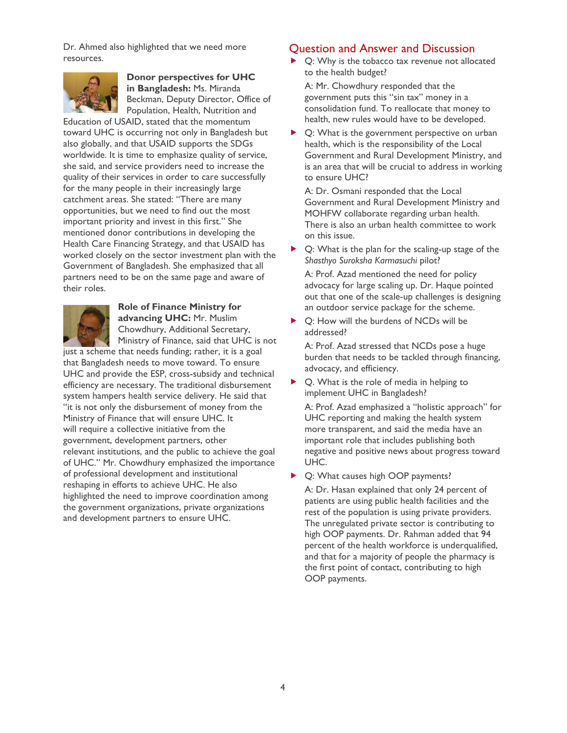Dr. Ahmed also highlighted that we need more resources.

**Donor perspectives for UHC in Bangladesh:** Ms. Miranda Beckman, Deputy Director, Office of Population, Health, Nutrition and Education of USAID, stated that the momentum toward UHC is occurring not only in Bangladesh but also globally, and that USAID supports the SDGs worldwide. It is time to emphasize quality of service, she said, and service providers need to increase the quality of their services in order to care successfully for the many people in their increasingly large catchment areas. She stated: "There are many opportunities, but we need to find out the most important priority and invest in this first." She mentioned donor contributions in developing the Health Care Financing Strategy, and that USAID has worked closely on the sector investment plan with the Government of Bangladesh. She emphasized that all partners need to be on the same page and aware of their roles.

**Role of Finance Ministry for advancing UHC:** Mr. Muslim Chowdhury, Additional Secretary, Ministry of Finance, said that UHC is not just a scheme that needs funding; rather, it is a goal that Bangladesh needs to move toward. To ensure UHC and provide the ESP, cross-subsidy and technical efficiency are necessary. The traditional disbursement system hampers health service delivery. He said that "it is not only the disbursement of money from the Ministry of Finance that will ensure UHC. It will require a collective initiative from the government, development partners, other relevant institutions, and the public to achieve the goal of UHC." Mr. Chowdhury emphasized the importance of professional development and institutional reshaping in efforts to achieve UHC. He also highlighted the need to improve coordination among the government organizations, private organizations and development partners to ensure UHC.

## Question and Answer and Discussion

- Q: Why is the tobacco tax revenue not allocated to the health budget?

  A: Mr. Chowdhury responded that the government puts this "sin tax" money in a consolidation fund. To reallocate that money to health, new rules would have to be developed.

- Q: What is the government perspective on urban health, which is the responsibility of the Local Government and Rural Development Ministry, and is an area that will be crucial to address in working to ensure UHC?

  A: Dr. Osmani responded that the Local Government and Rural Development Ministry and MOHFW collaborate regarding urban health. There is also an urban health committee to work on this issue.

- Q: What is the plan for the scaling-up stage of the *Shasthyo Suroksha Karmasuchi* pilot?

  A: Prof. Azad mentioned the need for policy advocacy for large scaling up. Dr. Haque pointed out that one of the scale-up challenges is designing an outdoor service package for the scheme.

- Q: How will the burdens of NCDs will be addressed?

  A: Prof. Azad stressed that NCDs pose a huge burden that needs to be tackled through financing, advocacy, and efficiency.

- Q. What is the role of media in helping to implement UHC in Bangladesh?

  A: Prof. Azad emphasized a "holistic approach" for UHC reporting and making the health system more transparent, and said the media have an important role that includes publishing both negative and positive news about progress toward UHC.

- Q: What causes high OOP payments?

  A: Dr. Hasan explained that only 24 percent of patients are using public health facilities and the rest of the population is using private providers. The unregulated private sector is contributing to high OOP payments. Dr. Rahman added that 94 percent of the health workforce is underqualified, and that for a majority of people the pharmacy is the first point of contact, contributing to high OOP payments.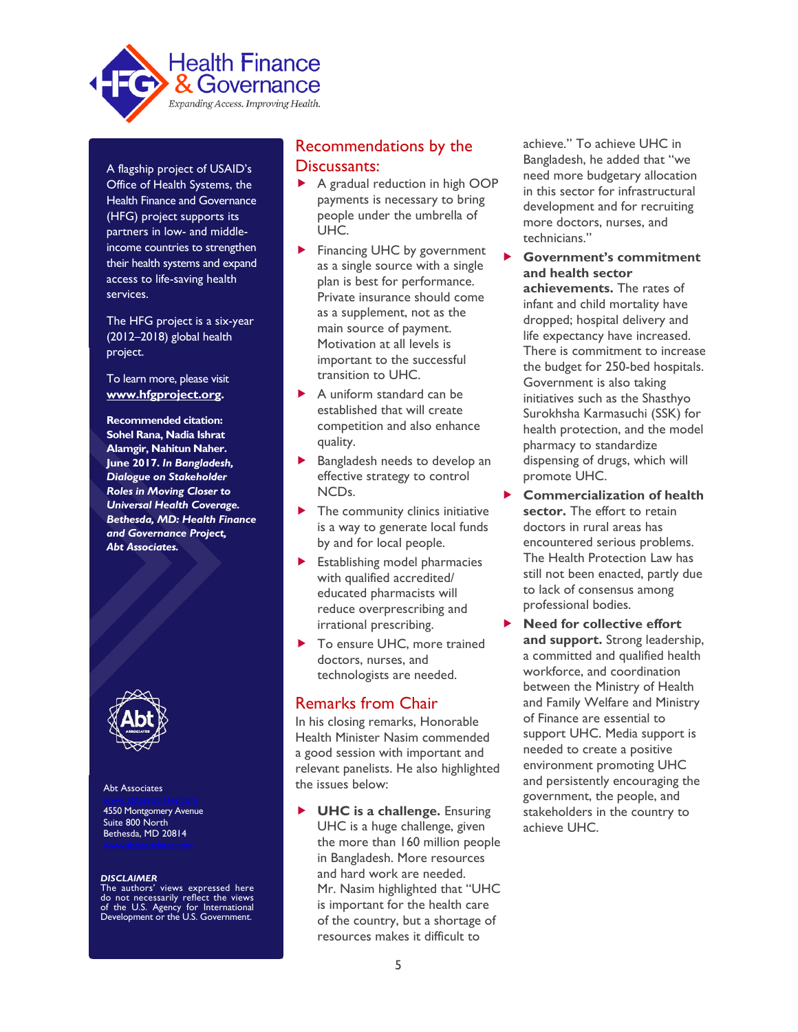Health Finance & Governance

*Expanding Access. Improving Health.*

A flagship project of USAID's Office of Health Systems, the Health Finance and Governance (HFG) project supports its partners in low- and middle-income countries to strengthen their health systems and expand access to life-saving health services.

The HFG project is a six-year (2012–2018) global health project.

To learn more, please visit **www.hfgproject.org**.

**Recommended citation: Sohel Rana, Nadia Ishrat Alamgir, Nahitun Naher. June 2017. *In Bangladesh, Dialogue on Stakeholder Roles in Moving Closer to Universal Health Coverage. Bethesda, MD: Health Finance and Governance Project, Abt Associates.***

Abt Associates
www.abtassociates.com
4550 Montgomery Avenue
Suite 800 North
Bethesda, MD 20814
www.abtassociates.com

***DISCLAIMER***
The authors' views expressed here do not necessarily reflect the views of the U.S. Agency for International Development or the U.S. Government.

## Recommendations by the Discussants:

- A gradual reduction in high OOP payments is necessary to bring people under the umbrella of UHC.
- Financing UHC by government as a single source with a single plan is best for performance. Private insurance should come as a supplement, not as the main source of payment. Motivation at all levels is important to the successful transition to UHC.
- A uniform standard can be established that will create competition and also enhance quality.
- Bangladesh needs to develop an effective strategy to control NCDs.
- The community clinics initiative is a way to generate local funds by and for local people.
- Establishing model pharmacies with qualified accredited/ educated pharmacists will reduce overprescribing and irrational prescribing.
- To ensure UHC, more trained doctors, nurses, and technologists are needed.

## Remarks from Chair

In his closing remarks, Honorable Health Minister Nasim commended a good session with important and relevant panelists. He also highlighted the issues below:

- **UHC is a challenge.** Ensuring UHC is a huge challenge, given the more than 160 million people in Bangladesh. More resources and hard work are needed. Mr. Nasim highlighted that "UHC is important for the health care of the country, but a shortage of resources makes it difficult to achieve." To achieve UHC in Bangladesh, he added that "we need more budgetary allocation in this sector for infrastructural development and for recruiting more doctors, nurses, and technicians."
- **Government's commitment and health sector achievements.** The rates of infant and child mortality have dropped; hospital delivery and life expectancy have increased. There is commitment to increase the budget for 250-bed hospitals. Government is also taking initiatives such as the Shasthyo Surokhsha Karmasuchi (SSK) for health protection, and the model pharmacy to standardize dispensing of drugs, which will promote UHC.
- **Commercialization of health sector.** The effort to retain doctors in rural areas has encountered serious problems. The Health Protection Law has still not been enacted, partly due to lack of consensus among professional bodies.
- **Need for collective effort and support.** Strong leadership, a committed and qualified health workforce, and coordination between the Ministry of Health and Family Welfare and Ministry of Finance are essential to support UHC. Media support is needed to create a positive environment promoting UHC and persistently encouraging the government, the people, and stakeholders in the country to achieve UHC.